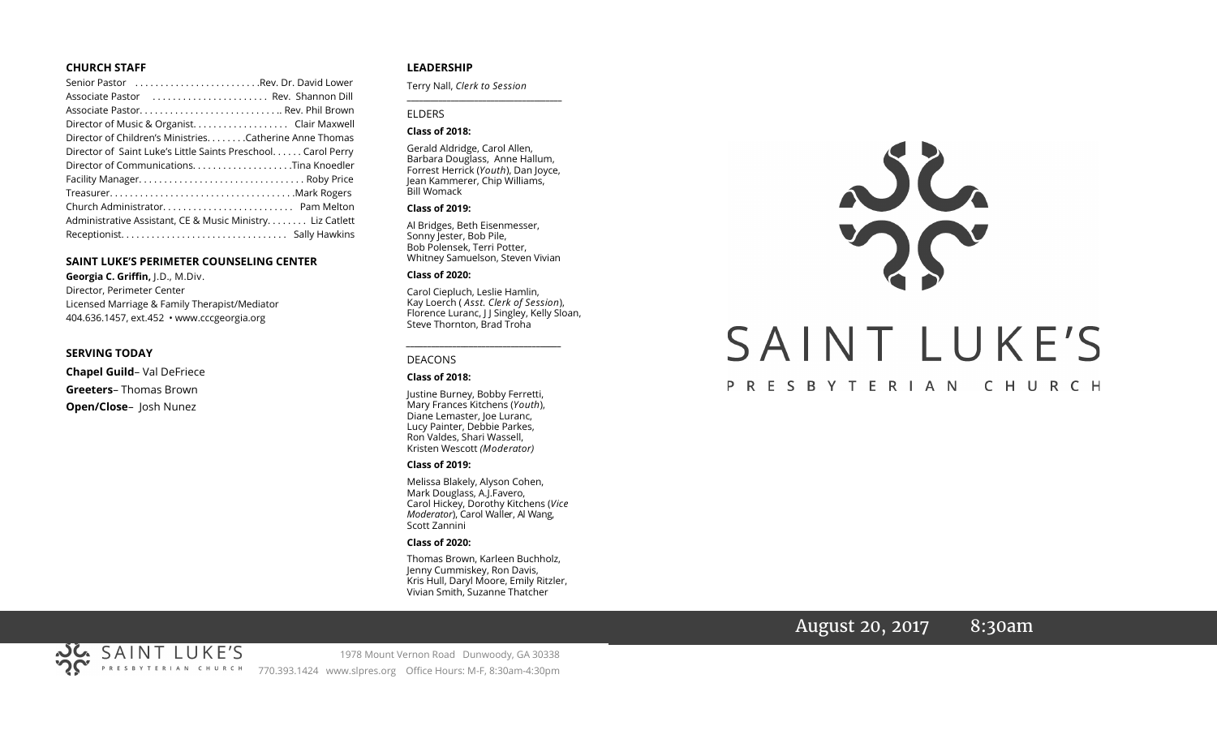## CHURCH STAFF

Senior Pastor . . . . . . . . . . . . . . . . . . . . . . . . .Rev. Dr. David Lower
Associate Pastor . . . . . . . . . . . . . . . . . . . . . . . Rev. Shannon Dill
Associate Pastor. . . . . . . . . . . . . . . . . . . . . . . . . . . .. Rev. Phil Brown
Director of Music & Organist. . . . . . . . . . . . . . . . . . . Clair Maxwell
Director of Children's Ministries. . . . . . . . .Catherine Anne Thomas
Director of Saint Luke's Little Saints Preschool. . . . . . Carol Perry
Director of Communications. . . . . . . . . . . . . . . . . . . .Tina Knoedler
Facility Manager. . . . . . . . . . . . . . . . . . . . . . . . . . . . . . . . Roby Price
Treasurer. . . . . . . . . . . . . . . . . . . . . . . . . . . . . . . . . . . .Mark Rogers
Church Administrator. . . . . . . . . . . . . . . . . . . . . . . . . . Pam Melton
Administrative Assistant, CE & Music Ministry. . . . . . . . Liz Catlett
Receptionist. . . . . . . . . . . . . . . . . . . . . . . . . . . . . . . . . Sally Hawkins

## SAINT LUKE'S PERIMETER COUNSELING CENTER

**Georgia C. Griffin,** J.D., M.Div.
Director, Perimeter Center
Licensed Marriage & Family Therapist/Mediator
404.636.1457, ext.452 • www.cccgeorgia.org

## SERVING TODAY

**Chapel Guild**– Val DeFriece
**Greeters**– Thomas Brown
**Open/Close**– Josh Nunez

## LEADERSHIP

Terry Nall, *Clerk to Session*

### ELDERS

**Class of 2018:**

Gerald Aldridge, Carol Allen, Barbara Douglass, Anne Hallum, Forrest Herrick (*Youth*), Dan Joyce, Jean Kammerer, Chip Williams, Bill Womack

**Class of 2019:**

Al Bridges, Beth Eisenmesser, Sonny Jester, Bob Pile, Bob Polensek, Terri Potter, Whitney Samuelson, Steven Vivian

**Class of 2020:**

Carol Ciepluch, Leslie Hamlin, Kay Loerch ( *Asst. Clerk of Session*), Florence Luranc, J J Singley, Kelly Sloan, Steve Thornton, Brad Troha

### DEACONS

**Class of 2018:**

Justine Burney, Bobby Ferretti, Mary Frances Kitchens (*Youth*), Diane Lemaster, Joe Luranc, Lucy Painter, Debbie Parkes, Ron Valdes, Shari Wassell, Kristen Wescott *(Moderator)*

**Class of 2019:**

Melissa Blakely, Alyson Cohen, Mark Douglass, A.J.Favero, Carol Hickey, Dorothy Kitchens (*Vice Moderator*), Carol Waller, Al Wang, Scott Zannini

**Class of 2020:**

Thomas Brown, Karleen Buchholz, Jenny Cummiskey, Ron Davis, Kris Hull, Daryl Moore, Emily Ritzler, Vivian Smith, Suzanne Thatcher

# SAINT LUKE'S

PRESBYTERIAN CHURCH

August 20, 2017 8:30am

SAINT LUKE'S PRESBYTERIAN CHURCH

1978 Mount Vernon Road Dunwoody, GA 30338
770.393.1424 www.slpres.org Office Hours: M-F, 8:30am-4:30pm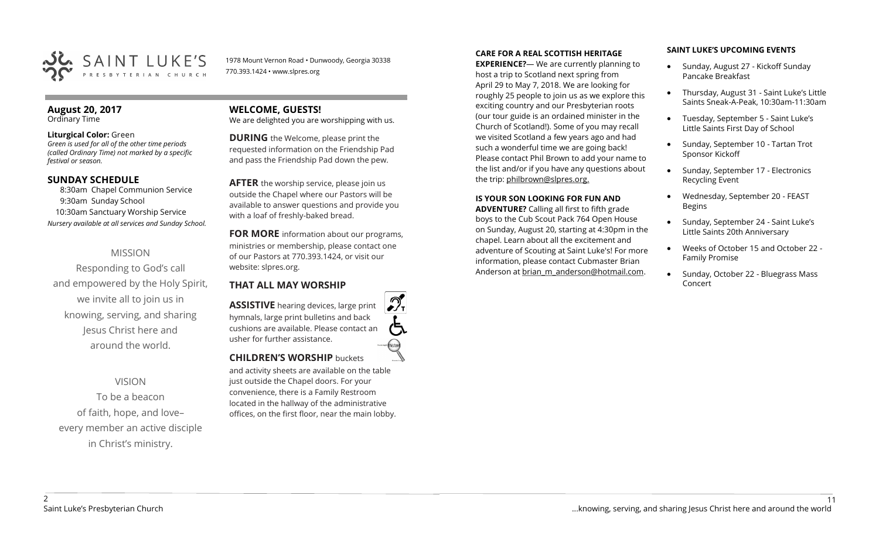SAINT LUKE'S PRESBYTERIAN CHURCH

1978 Mount Vernon Road • Dunwoody, Georgia 30338
770.393.1424 • www.slpres.org

## August 20, 2017
Ordinary Time

**Liturgical Color:** Green
*Green is used for all of the other time periods (called Ordinary Time) not marked by a specific festival or season.*

## SUNDAY SCHEDULE

8:30am Chapel Communion Service
9:30am Sunday School
10:30am Sanctuary Worship Service
*Nursery available at all services and Sunday School.*

MISSION

Responding to God's call and empowered by the Holy Spirit, we invite all to join us in knowing, serving, and sharing Jesus Christ here and around the world.

VISION

To be a beacon of faith, hope, and love– every member an active disciple in Christ's ministry.

## WELCOME, GUESTS!

We are delighted you are worshipping with us.

**DURING** the Welcome, please print the requested information on the Friendship Pad and pass the Friendship Pad down the pew.

**AFTER** the worship service, please join us outside the Chapel where our Pastors will be available to answer questions and provide you with a loaf of freshly-baked bread.

**FOR MORE** information about our programs, ministries or membership, please contact one of our Pastors at 770.393.1424, or visit our website: slpres.org.

## THAT ALL MAY WORSHIP

**ASSISTIVE** hearing devices, large print hymnals, large print bulletins and back cushions are available. Please contact an usher for further assistance.

**CHILDREN'S WORSHIP** buckets and activity sheets are available on the table just outside the Chapel doors. For your convenience, there is a Family Restroom located in the hallway of the administrative offices, on the first floor, near the main lobby.

**CARE FOR A REAL SCOTTISH HERITAGE EXPERIENCE?**— We are currently planning to host a trip to Scotland next spring from April 29 to May 7, 2018. We are looking for roughly 25 people to join us as we explore this exciting country and our Presbyterian roots (our tour guide is an ordained minister in the Church of Scotland!). Some of you may recall we visited Scotland a few years ago and had such a wonderful time we are going back! Please contact Phil Brown to add your name to the list and/or if you have any questions about the trip: philbrown@slpres.org.

**IS YOUR SON LOOKING FOR FUN AND ADVENTURE?** Calling all first to fifth grade boys to the Cub Scout Pack 764 Open House on Sunday, August 20, starting at 4:30pm in the chapel. Learn about all the excitement and adventure of Scouting at Saint Luke's! For more information, please contact Cubmaster Brian Anderson at brian_m_anderson@hotmail.com.

**SAINT LUKE'S UPCOMING EVENTS**

- Sunday, August 27 - Kickoff Sunday Pancake Breakfast
- Thursday, August 31 - Saint Luke's Little Saints Sneak-A-Peak, 10:30am-11:30am
- Tuesday, September 5 - Saint Luke's Little Saints First Day of School
- Sunday, September 10 - Tartan Trot Sponsor Kickoff
- Sunday, September 17 - Electronics Recycling Event
- Wednesday, September 20 - FEAST Begins
- Sunday, September 24 - Saint Luke's Little Saints 20th Anniversary
- Weeks of October 15 and October 22 - Family Promise
- Sunday, October 22 - Bluegrass Mass Concert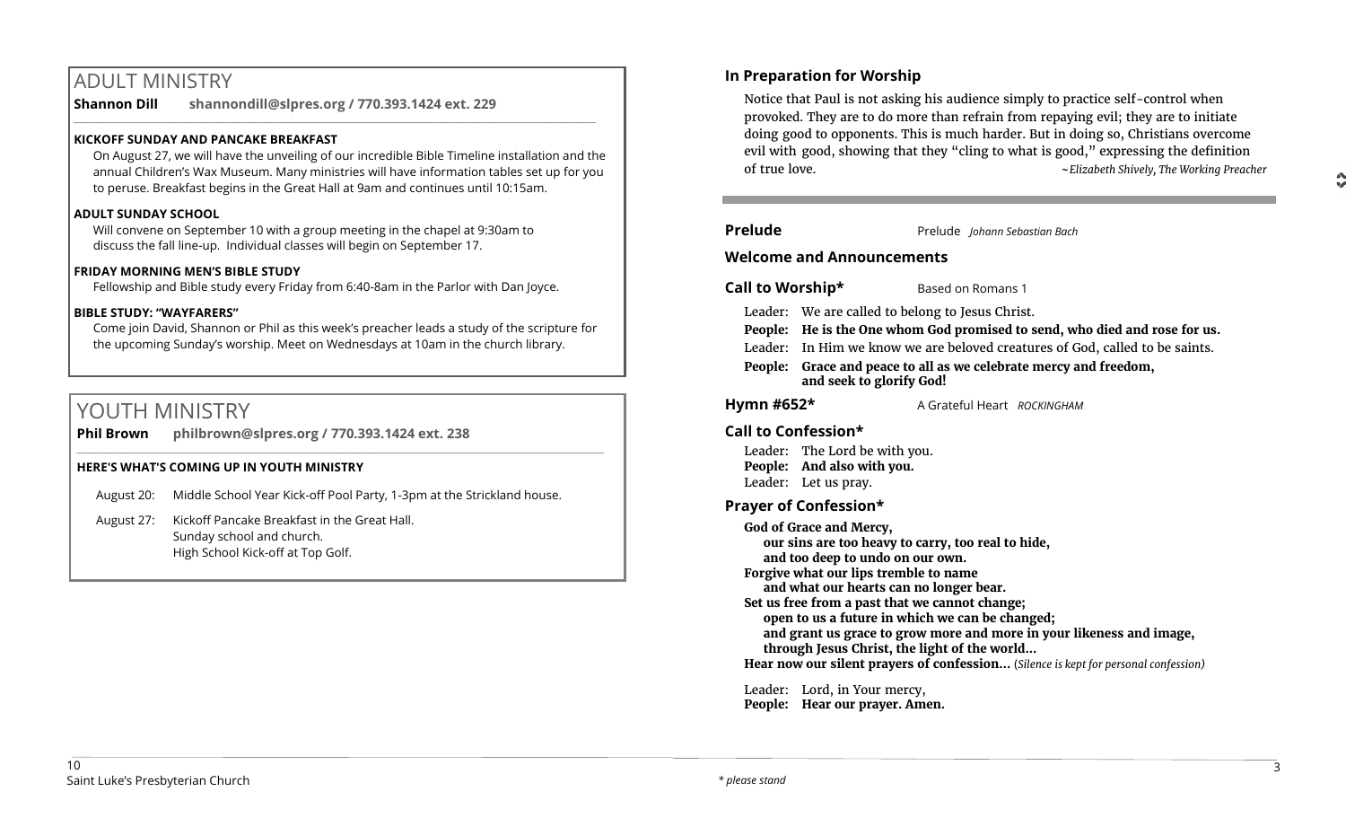# ADULT MINISTRY

**Shannon Dill shannondill@slpres.org / 770.393.1424 ext. 229**

**KICKOFF SUNDAY AND PANCAKE BREAKFAST**

On August 27, we will have the unveiling of our incredible Bible Timeline installation and the annual Children's Wax Museum. Many ministries will have information tables set up for you to peruse. Breakfast begins in the Great Hall at 9am and continues until 10:15am.

**ADULT SUNDAY SCHOOL**

Will convene on September 10 with a group meeting in the chapel at 9:30am to discuss the fall line-up. Individual classes will begin on September 17.

**FRIDAY MORNING MEN'S BIBLE STUDY**

Fellowship and Bible study every Friday from 6:40-8am in the Parlor with Dan Joyce.

**BIBLE STUDY: "WAYFARERS"**

Come join David, Shannon or Phil as this week's preacher leads a study of the scripture for the upcoming Sunday's worship. Meet on Wednesdays at 10am in the church library.

# YOUTH MINISTRY

**Phil Brown philbrown@slpres.org / 770.393.1424 ext. 238**

**HERE'S WHAT'S COMING UP IN YOUTH MINISTRY**

August 20: Middle School Year Kick-off Pool Party, 1-3pm at the Strickland house.

August 27: Kickoff Pancake Breakfast in the Great Hall.
Sunday school and church.
High School Kick-off at Top Golf.

## In Preparation for Worship

Notice that Paul is not asking his audience simply to practice self-control when provoked. They are to do more than refrain from repaying evil; they are to initiate doing good to opponents. This is much harder. But in doing so, Christians overcome evil with good, showing that they "cling to what is good," expressing the definition of true love. *~Elizabeth Shively, The Working Preacher*

**Prelude** Prelude *Johann Sebastian Bach*

**Welcome and Announcements**

**Call to Worship*** Based on Romans 1

Leader: We are called to belong to Jesus Christ.
**People: He is the One whom God promised to send, who died and rose for us.**
Leader: In Him we know we are beloved creatures of God, called to be saints.
**People: Grace and peace to all as we celebrate mercy and freedom, and seek to glorify God!**

**Hymn #652*** A Grateful Heart *ROCKINGHAM*

**Call to Confession***

Leader: The Lord be with you.
**People: And also with you.**
Leader: Let us pray.

**Prayer of Confession***

**God of Grace and Mercy,**
**our sins are too heavy to carry, too real to hide,**
**and too deep to undo on our own.**
**Forgive what our lips tremble to name**
**and what our hearts can no longer bear.**
**Set us free from a past that we cannot change;**
**open to us a future in which we can be changed;**
**and grant us grace to grow more and more in your likeness and image,**
**through Jesus Christ, the light of the world…**
**Hear now our silent prayers of confession…** (*Silence is kept for personal confession)*

Leader: Lord, in Your mercy,
**People: Hear our prayer. Amen.**

*\* please stand*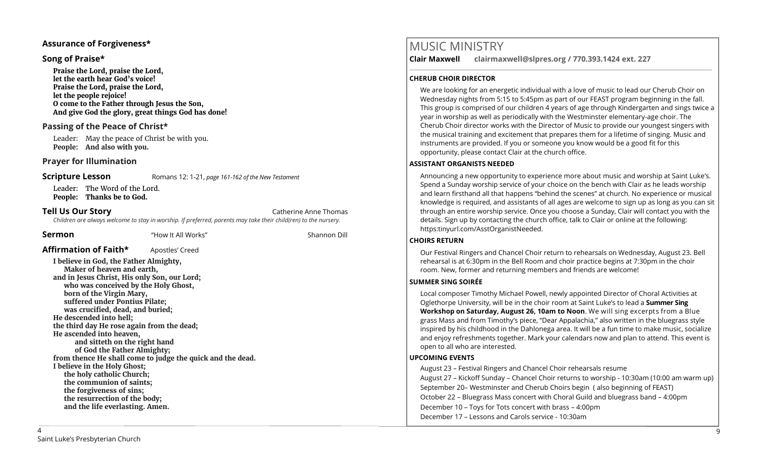### Assurance of Forgiveness*

### Song of Praise*

**Praise the Lord, praise the Lord,**
**let the earth hear God's voice!**
**Praise the Lord, praise the Lord,**
**let the people rejoice!**
**O come to the Father through Jesus the Son,**
**And give God the glory, great things God has done!**

### Passing of the Peace of Christ*

Leader: May the peace of Christ be with you.
**People: And also with you.**

### Prayer for Illumination

### Scripture Lesson

Romans 12: 1-21, *page 161-162 of the New Testament*

Leader: The Word of the Lord.
**People: Thanks be to God.**

### Tell Us Our Story

Catherine Anne Thomas

*Children are always welcome to stay in worship. If preferred, parents may take their child(ren) to the nursery.*

### Sermon

"How It All Works" — Shannon Dill

### Affirmation of Faith*

Apostles' Creed

**I believe in God, the Father Almighty,**
**Maker of heaven and earth,**
**and in Jesus Christ, His only Son, our Lord;**
**who was conceived by the Holy Ghost,**
**born of the Virgin Mary,**
**suffered under Pontius Pilate;**
**was crucified, dead, and buried;**
**He descended into hell;**
**the third day He rose again from the dead;**
**He ascended into heaven,**
**and sitteth on the right hand**
**of God the Father Almighty;**
**from thence He shall come to judge the quick and the dead.**
**I believe in the Holy Ghost;**
**the holy catholic Church;**
**the communion of saints;**
**the forgiveness of sins;**
**the resurrection of the body;**
**and the life everlasting. Amen.**

# MUSIC MINISTRY

**Clair Maxwell clairmaxwell@slpres.org / 770.393.1424 ext. 227**

#### CHERUB CHOIR DIRECTOR

We are looking for an energetic individual with a love of music to lead our Cherub Choir on Wednesday nights from 5:15 to 5:45pm as part of our FEAST program beginning in the fall. This group is comprised of our children 4 years of age through Kindergarten and sings twice a year in worship as well as periodically with the Westminster elementary-age choir. The Cherub Choir director works with the Director of Music to provide our youngest singers with the musical training and excitement that prepares them for a lifetime of singing. Music and instruments are provided. If you or someone you know would be a good fit for this opportunity, please contact Clair at the church office.

#### ASSISTANT ORGANISTS NEEDED

Announcing a new opportunity to experience more about music and worship at Saint Luke's. Spend a Sunday worship service of your choice on the bench with Clair as he leads worship and learn firsthand all that happens "behind the scenes" at church. No experience or musical knowledge is required, and assistants of all ages are welcome to sign up as long as you can sit through an entire worship service. Once you choose a Sunday, Clair will contact you with the details. Sign up by contacting the church office, talk to Clair or online at the following: https:tinyurl.com/AsstOrganistNeeded.

#### CHOIRS RETURN

Our Festival Ringers and Chancel Choir return to rehearsals on Wednesday, August 23. Bell rehearsal is at 6:30pm in the Bell Room and choir practice begins at 7:30pm in the choir room. New, former and returning members and friends are welcome!

#### SUMMER SING SOIRÉE

Local composer Timothy Michael Powell, newly appointed Director of Choral Activities at Oglethorpe University, will be in the choir room at Saint Luke's to lead a **Summer Sing Workshop on Saturday, August 26, 10am to Noon**. We will sing excerpts from a Blue grass Mass and from Timothy's piece, "Dear Appalachia," also written in the bluegrass style inspired by his childhood in the Dahlonega area. It will be a fun time to make music, socialize and enjoy refreshments together. Mark your calendars now and plan to attend. This event is open to all who are interested.

#### UPCOMING EVENTS

August 23 – Festival Ringers and Chancel Choir rehearsals resume
August 27 – Kickoff Sunday – Chancel Choir returns to worship - 10:30am (10:00 am warm up)
September 20– Westminster and Cherub Choirs begin ( also beginning of FEAST)
October 22 – Bluegrass Mass concert with Choral Guild and bluegrass band – 4:00pm
December 10 – Toys for Tots concert with brass – 4:00pm
December 17 – Lessons and Carols service - 10:30am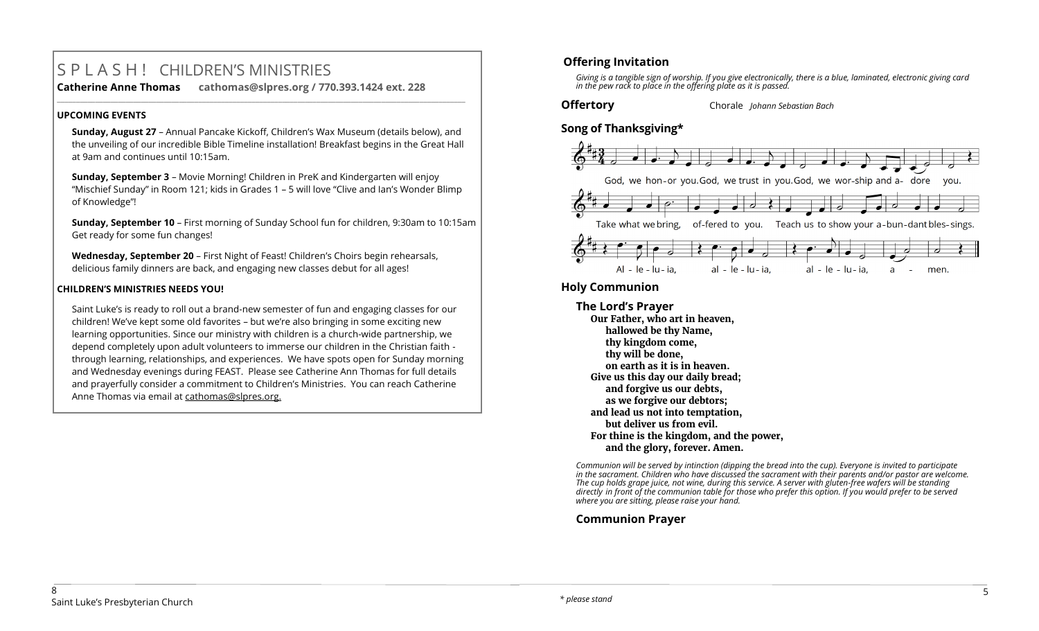# S P L A S H ! CHILDREN'S MINISTRIES

**Catherine Anne Thomas cathomas@slpres.org / 770.393.1424 ext. 228**

---

**UPCOMING EVENTS**

**Sunday, August 27** – Annual Pancake Kickoff, Children's Wax Museum (details below), and the unveiling of our incredible Bible Timeline installation! Breakfast begins in the Great Hall at 9am and continues until 10:15am.

**Sunday, September 3** – Movie Morning! Children in PreK and Kindergarten will enjoy "Mischief Sunday" in Room 121; kids in Grades 1 – 5 will love "Clive and Ian's Wonder Blimp of Knowledge"!

**Sunday, September 10** – First morning of Sunday School fun for children, 9:30am to 10:15am Get ready for some fun changes!

**Wednesday, September 20** – First Night of Feast! Children's Choirs begin rehearsals, delicious family dinners are back, and engaging new classes debut for all ages!

**CHILDREN'S MINISTRIES NEEDS YOU!**

Saint Luke's is ready to roll out a brand-new semester of fun and engaging classes for our children! We've kept some old favorites – but we're also bringing in some exciting new learning opportunities. Since our ministry with children is a church-wide partnership, we depend completely upon adult volunteers to immerse our children in the Christian faith - through learning, relationships, and experiences. We have spots open for Sunday morning and Wednesday evenings during FEAST. Please see Catherine Ann Thomas for full details and prayerfully consider a commitment to Children's Ministries. You can reach Catherine Anne Thomas via email at cathomas@slpres.org.

### Offering Invitation

*Giving is a tangible sign of worship. If you give electronically, there is a blue, laminated, electronic giving card in the pew rack to place in the offering plate as it is passed.*

### Offertory

Chorale *Johann Sebastian Bach*

### Song of Thanksgiving*

God, we hon-or you. God, we trust in you. God, we wor-ship and a- dore you.
Take what we bring, of-fered to you. Teach us to show your a-bun-dant bles-sings.
Al - le - lu - ia, al - le - lu - ia, al - le - lu - ia, a - men.

### Holy Communion

#### The Lord's Prayer

**Our Father, who art in heaven,**
**hallowed be thy Name,**
**thy kingdom come,**
**thy will be done,**
**on earth as it is in heaven.**
**Give us this day our daily bread;**
**and forgive us our debts,**
**as we forgive our debtors;**
**and lead us not into temptation,**
**but deliver us from evil.**
**For thine is the kingdom, and the power,**
**and the glory, forever. Amen.**

*Communion will be served by intinction (dipping the bread into the cup). Everyone is invited to participate in the sacrament. Children who have discussed the sacrament with their parents and/or pastor are welcome. The cup holds grape juice, not wine, during this service. A server with gluten-free wafers will be standing directly in front of the communion table for those who prefer this option. If you would prefer to be served where you are sitting, please raise your hand.*

#### Communion Prayer

*\* please stand*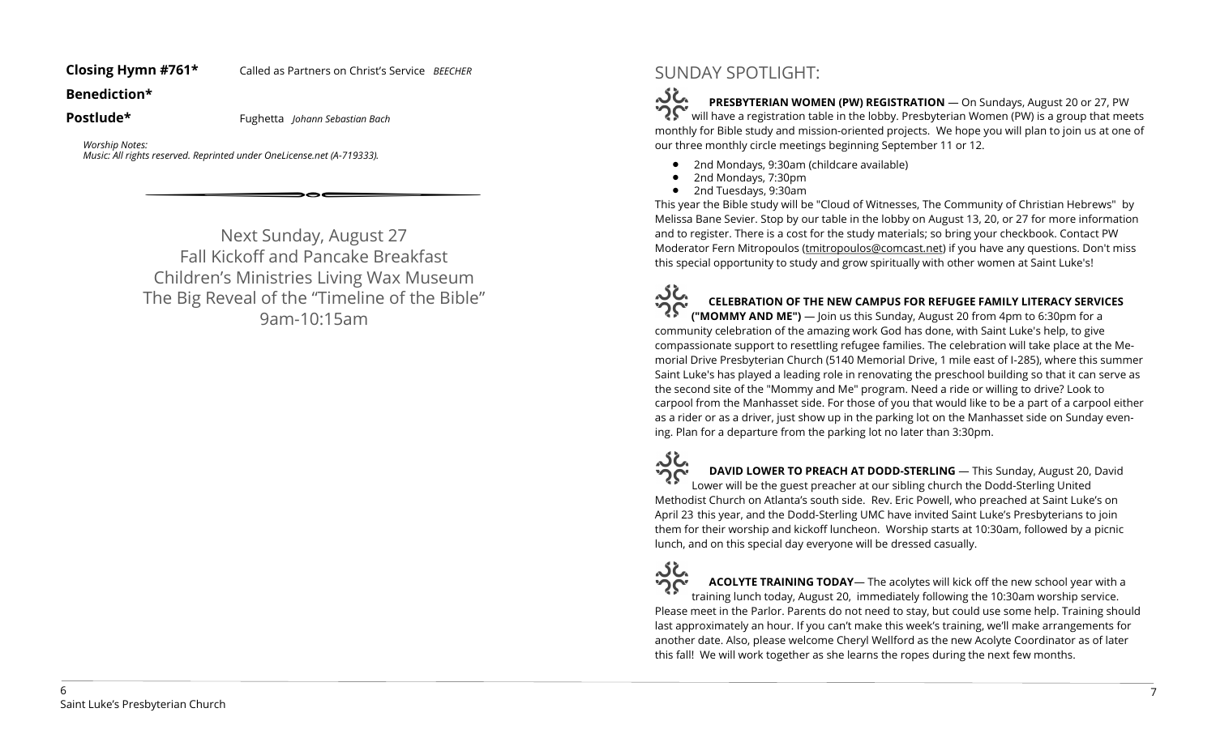**Closing Hymn #761*** Called as Partners on Christ's Service *BEECHER*

**Benediction***

**Postlude*** Fughetta *Johann Sebastian Bach*

*Worship Notes:*
*Music: All rights reserved. Reprinted under OneLicense.net (A-719333).*

---

Next Sunday, August 27
Fall Kickoff and Pancake Breakfast
Children's Ministries Living Wax Museum
The Big Reveal of the "Timeline of the Bible"
9am-10:15am

## SUNDAY SPOTLIGHT:

**PRESBYTERIAN WOMEN (PW) REGISTRATION** — On Sundays, August 20 or 27, PW will have a registration table in the lobby. Presbyterian Women (PW) is a group that meets monthly for Bible study and mission-oriented projects. We hope you will plan to join us at one of our three monthly circle meetings beginning September 11 or 12.

- 2nd Mondays, 9:30am (childcare available)
- 2nd Mondays, 7:30pm
- 2nd Tuesdays, 9:30am

This year the Bible study will be "Cloud of Witnesses, The Community of Christian Hebrews" by Melissa Bane Sevier. Stop by our table in the lobby on August 13, 20, or 27 for more information and to register. There is a cost for the study materials; so bring your checkbook. Contact PW Moderator Fern Mitropoulos (tmitropoulos@comcast.net) if you have any questions. Don't miss this special opportunity to study and grow spiritually with other women at Saint Luke's!

**CELEBRATION OF THE NEW CAMPUS FOR REFUGEE FAMILY LITERACY SERVICES ("MOMMY AND ME")** — Join us this Sunday, August 20 from 4pm to 6:30pm for a community celebration of the amazing work God has done, with Saint Luke's help, to give compassionate support to resettling refugee families. The celebration will take place at the Memorial Drive Presbyterian Church (5140 Memorial Drive, 1 mile east of I-285), where this summer Saint Luke's has played a leading role in renovating the preschool building so that it can serve as the second site of the "Mommy and Me" program. Need a ride or willing to drive? Look to carpool from the Manhasset side. For those of you that would like to be a part of a carpool either as a rider or as a driver, just show up in the parking lot on the Manhasset side on Sunday evening. Plan for a departure from the parking lot no later than 3:30pm.

**DAVID LOWER TO PREACH AT DODD-STERLING** — This Sunday, August 20, David Lower will be the guest preacher at our sibling church the Dodd-Sterling United Methodist Church on Atlanta's south side. Rev. Eric Powell, who preached at Saint Luke's on April 23 this year, and the Dodd-Sterling UMC have invited Saint Luke's Presbyterians to join them for their worship and kickoff luncheon. Worship starts at 10:30am, followed by a picnic lunch, and on this special day everyone will be dressed casually.

**ACOLYTE TRAINING TODAY**— The acolytes will kick off the new school year with a training lunch today, August 20, immediately following the 10:30am worship service. Please meet in the Parlor. Parents do not need to stay, but could use some help. Training should last approximately an hour. If you can't make this week's training, we'll make arrangements for another date. Also, please welcome Cheryl Wellford as the new Acolyte Coordinator as of later this fall! We will work together as she learns the ropes during the next few months.